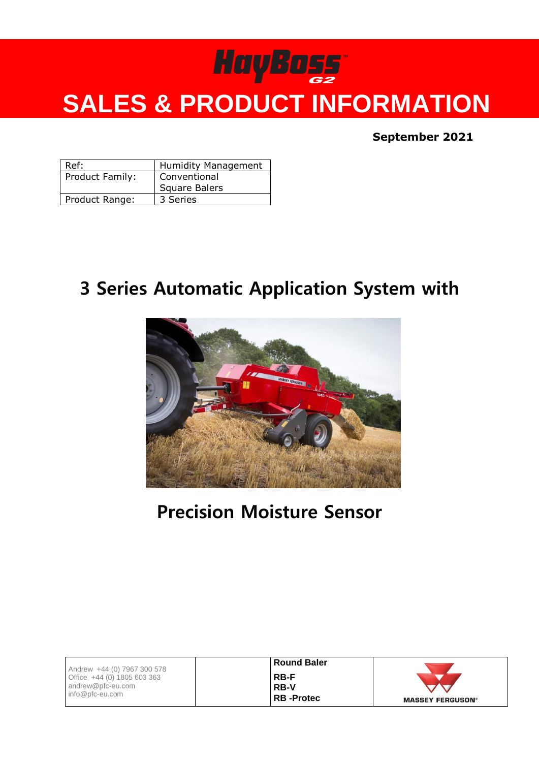# HayBoss G2

# SALES & PRODUCT INFORMATION

**September 2021**

| Ref: | Humidity Management |
|---|---|
| Product Family: | Conventional Square Balers |
| Product Range: | 3 Series |

## 3 Series Automatic Application System with

## Precision Moisture Sensor

| Andrew +44 (0) 7967 300 578<br>Office +44 (0) 1805 603 363<br>andrew@pfc-eu.com<br>info@pfc-eu.com | | **Round Baler**<br>**RB-F**<br>**RB-V**<br>**RB -Protec** | MASSEY FERGUSON® |
|---|---|---|---|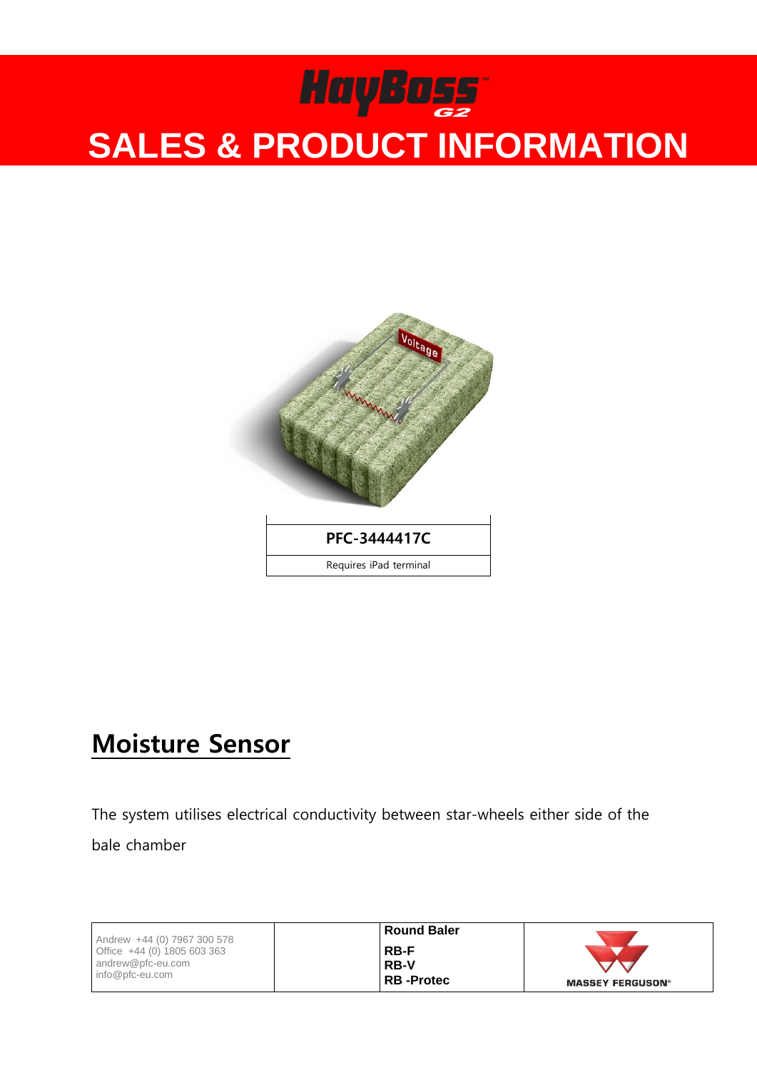# HayBoss G2

# SALES & PRODUCT INFORMATION

| PFC-3444417C |
| --- |
| Requires iPad terminal |

## Moisture Sensor

The system utilises electrical conductivity between star-wheels either side of the bale chamber

| Andrew +44 (0) 7967 300 578<br>Office +44 (0) 1805 603 363<br>andrew@pfc-eu.com<br>info@pfc-eu.com | | **Round Baler**<br>**RB-F**<br>**RB-V**<br>**RB -Protec** | MASSEY FERGUSON® |
| --- | --- | --- | --- |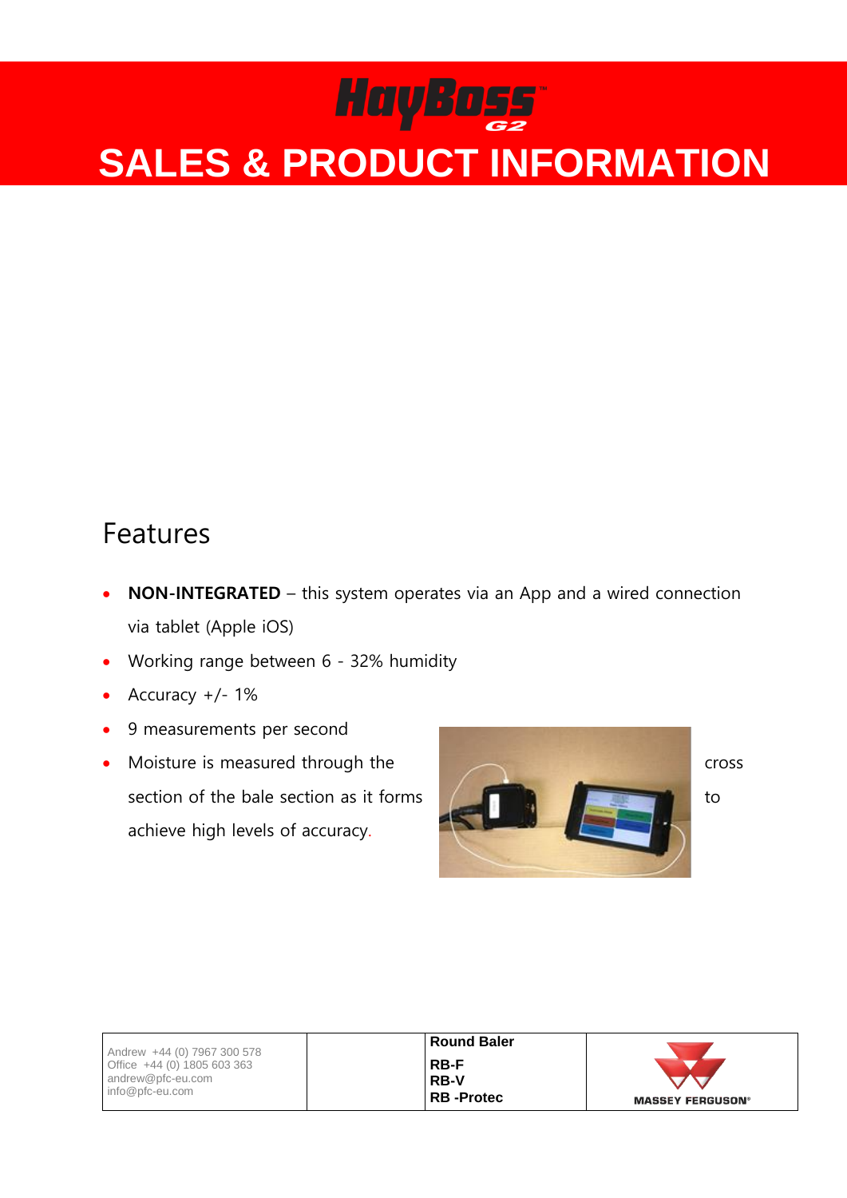# HayBoss G2

# SALES & PRODUCT INFORMATION

## Features

- **NON-INTEGRATED** – this system operates via an App and a wired connection via tablet (Apple iOS)
- Working range between 6 - 32% humidity
- Accuracy +/- 1%
- 9 measurements per second
- Moisture is measured through the cross section of the bale section as it forms to achieve high levels of accuracy.

| Andrew +44 (0) 7967 300 578<br>Office +44 (0) 1805 603 363<br>andrew@pfc-eu.com<br>info@pfc-eu.com | | **Round Baler**<br>**RB-F**<br>**RB-V**<br>**RB -Protec** | MASSEY FERGUSON |
|---|---|---|---|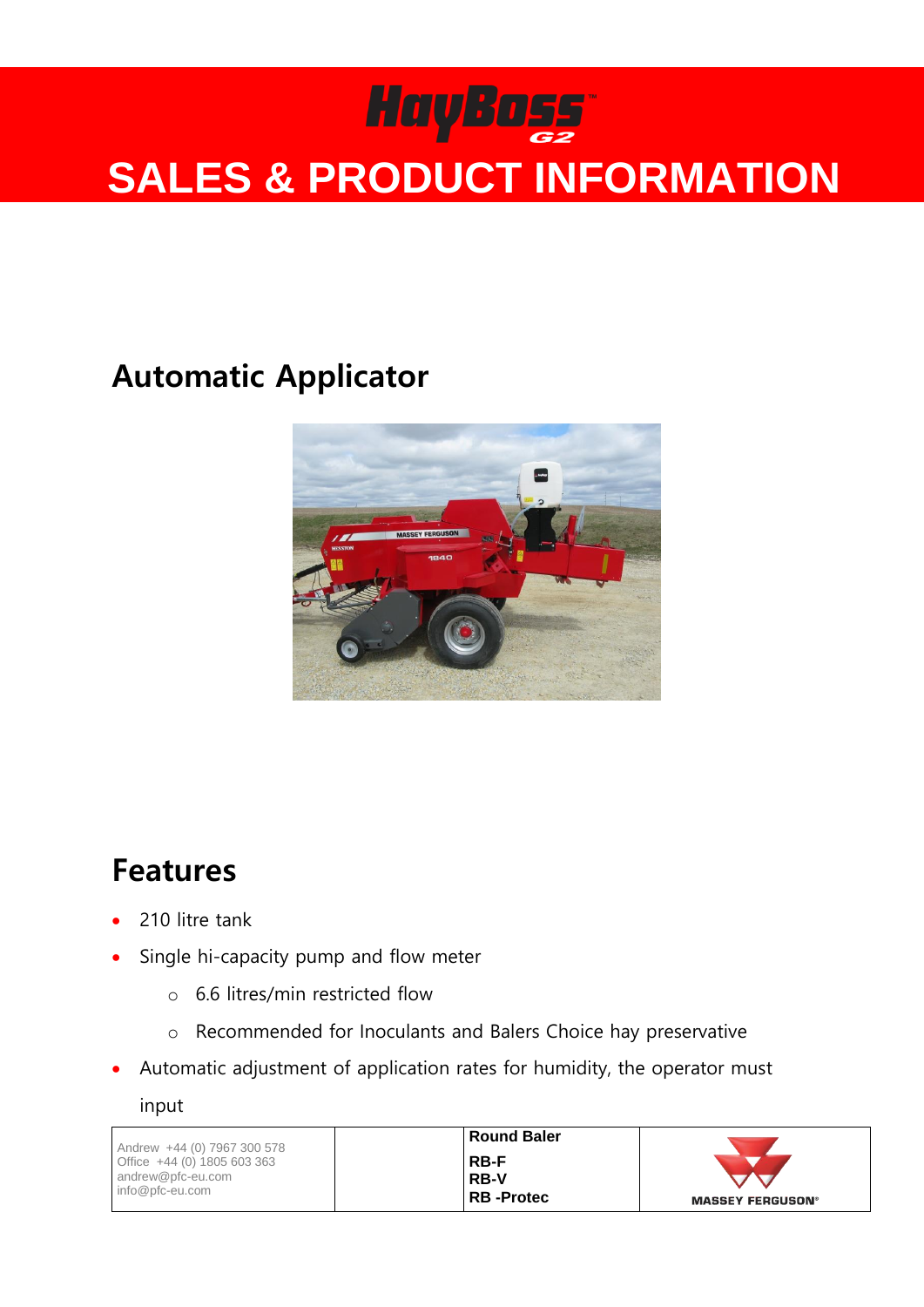# HayBoss G2

# SALES & PRODUCT INFORMATION

## Automatic Applicator

## Features

- 210 litre tank
- Single hi-capacity pump and flow meter
  - 6.6 litres/min restricted flow
  - Recommended for Inoculants and Balers Choice hay preservative
- Automatic adjustment of application rates for humidity, the operator must input

| Andrew +44 (0) 7967 300 578<br>Office +44 (0) 1805 603 363<br>andrew@pfc-eu.com<br>info@pfc-eu.com | | **Round Baler**<br>**RB-F**<br>**RB-V**<br>**RB -Protec** | MASSEY FERGUSON® |
|---|---|---|---|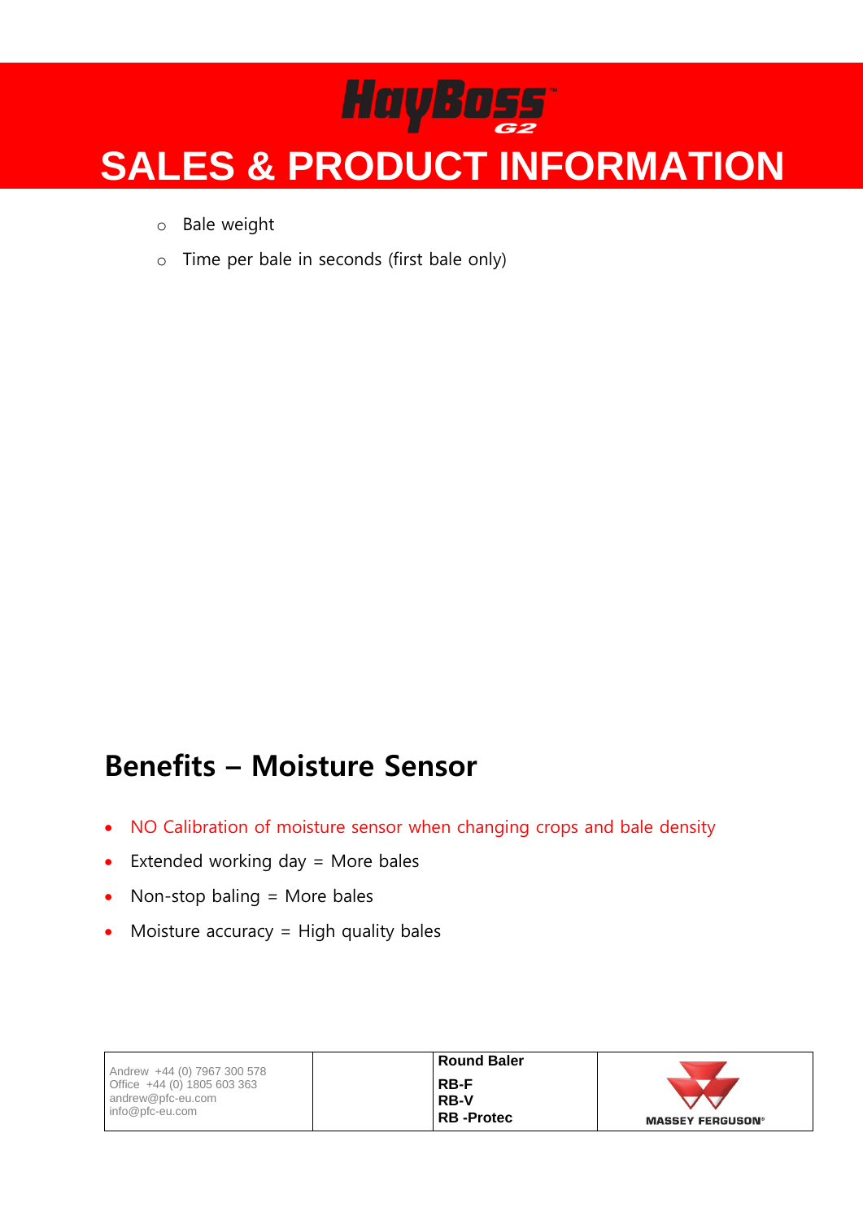- Bale weight
- Time per bale in seconds (first bale only)

## Benefits – Moisture Sensor

- NO Calibration of moisture sensor when changing crops and bale density
- Extended working day = More bales
- Non-stop baling = More bales
- Moisture accuracy = High quality bales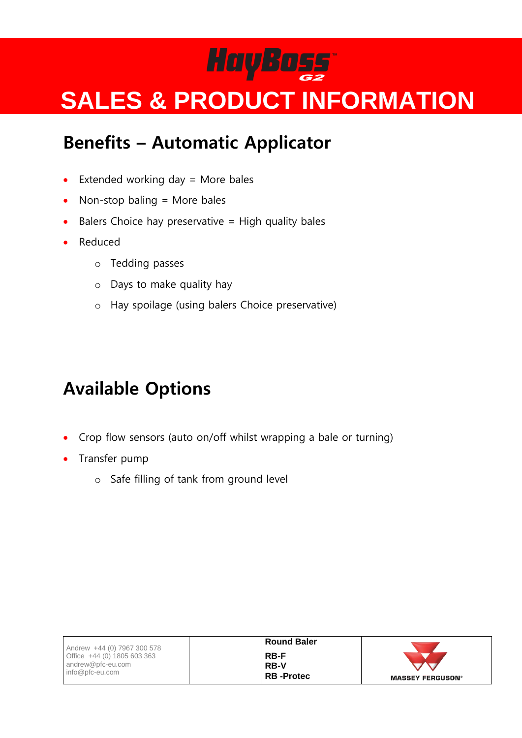HayBoss G2

# SALES & PRODUCT INFORMATION

## Benefits – Automatic Applicator

- Extended working day = More bales
- Non-stop baling = More bales
- Balers Choice hay preservative = High quality bales
- Reduced
  - Tedding passes
  - Days to make quality hay
  - Hay spoilage (using balers Choice preservative)

## Available Options

- Crop flow sensors (auto on/off whilst wrapping a bale or turning)
- Transfer pump
  - Safe filling of tank from ground level

| | | | |
|---|---|---|---|
| Andrew +44 (0) 7967 300 578<br>Office +44 (0) 1805 603 363<br>andrew@pfc-eu.com<br>info@pfc-eu.com | | **Round Baler**<br>**RB-F**<br>**RB-V**<br>**RB -Protec** | MASSEY FERGUSON® |